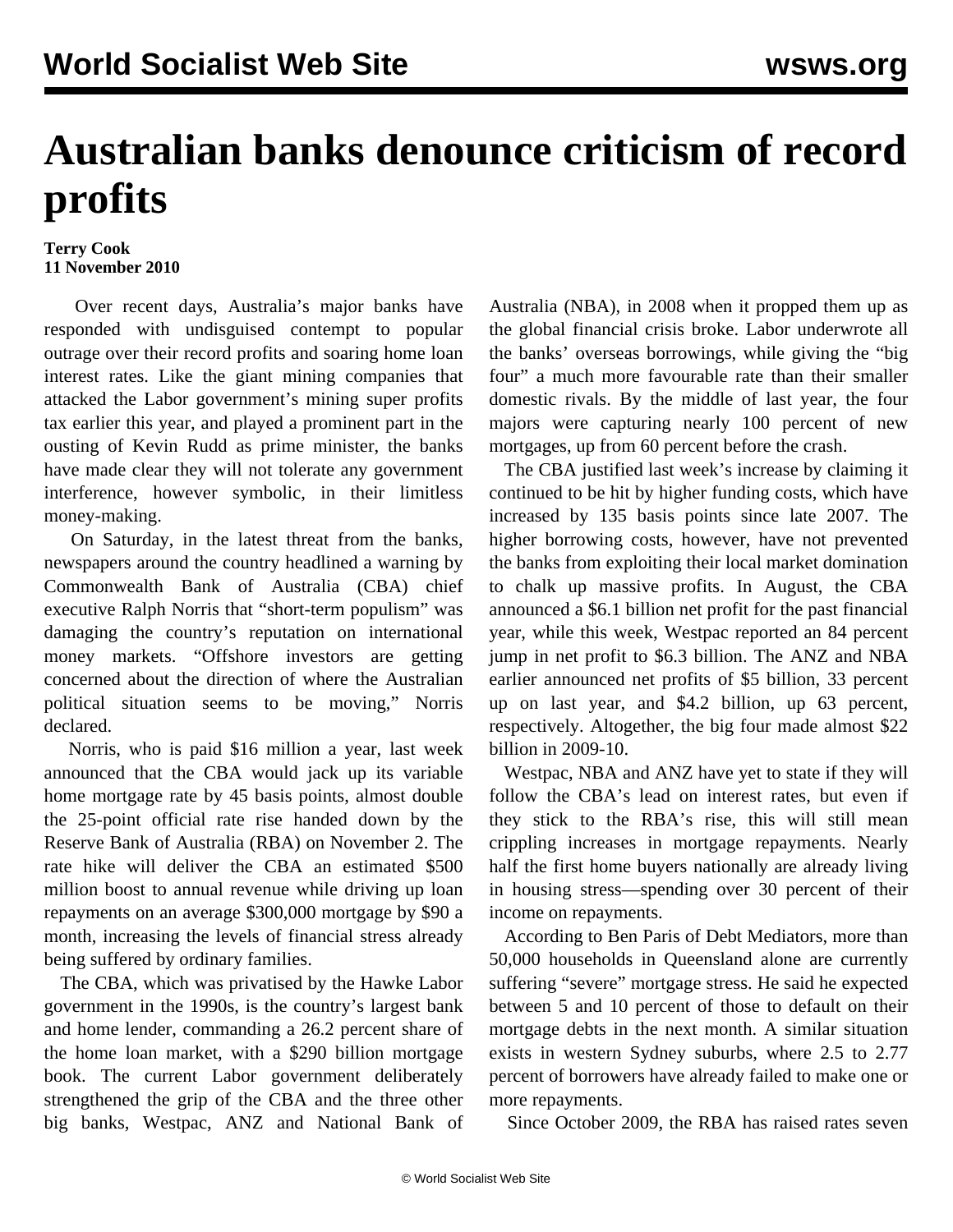# Australian banks denounce criticism of record profits

**Terry Cook**
**11 November 2010**

Over recent days, Australia's major banks have responded with undisguised contempt to popular outrage over their record profits and soaring home loan interest rates. Like the giant mining companies that attacked the Labor government's mining super profits tax earlier this year, and played a prominent part in the ousting of Kevin Rudd as prime minister, the banks have made clear they will not tolerate any government interference, however symbolic, in their limitless money-making.

On Saturday, in the latest threat from the banks, newspapers around the country headlined a warning by Commonwealth Bank of Australia (CBA) chief executive Ralph Norris that "short-term populism" was damaging the country's reputation on international money markets. "Offshore investors are getting concerned about the direction of where the Australian political situation seems to be moving," Norris declared.

Norris, who is paid $16 million a year, last week announced that the CBA would jack up its variable home mortgage rate by 45 basis points, almost double the 25-point official rate rise handed down by the Reserve Bank of Australia (RBA) on November 2. The rate hike will deliver the CBA an estimated $500 million boost to annual revenue while driving up loan repayments on an average $300,000 mortgage by $90 a month, increasing the levels of financial stress already being suffered by ordinary families.

The CBA, which was privatised by the Hawke Labor government in the 1990s, is the country's largest bank and home lender, commanding a 26.2 percent share of the home loan market, with a $290 billion mortgage book. The current Labor government deliberately strengthened the grip of the CBA and the three other big banks, Westpac, ANZ and National Bank of Australia (NBA), in 2008 when it propped them up as the global financial crisis broke. Labor underwrote all the banks' overseas borrowings, while giving the "big four" a much more favourable rate than their smaller domestic rivals. By the middle of last year, the four majors were capturing nearly 100 percent of new mortgages, up from 60 percent before the crash.

The CBA justified last week's increase by claiming it continued to be hit by higher funding costs, which have increased by 135 basis points since late 2007. The higher borrowing costs, however, have not prevented the banks from exploiting their local market domination to chalk up massive profits. In August, the CBA announced a $6.1 billion net profit for the past financial year, while this week, Westpac reported an 84 percent jump in net profit to $6.3 billion. The ANZ and NBA earlier announced net profits of $5 billion, 33 percent up on last year, and $4.2 billion, up 63 percent, respectively. Altogether, the big four made almost $22 billion in 2009-10.

Westpac, NBA and ANZ have yet to state if they will follow the CBA's lead on interest rates, but even if they stick to the RBA's rise, this will still mean crippling increases in mortgage repayments. Nearly half the first home buyers nationally are already living in housing stress—spending over 30 percent of their income on repayments.

According to Ben Paris of Debt Mediators, more than 50,000 households in Queensland alone are currently suffering "severe" mortgage stress. He said he expected between 5 and 10 percent of those to default on their mortgage debts in the next month. A similar situation exists in western Sydney suburbs, where 2.5 to 2.77 percent of borrowers have already failed to make one or more repayments.

Since October 2009, the RBA has raised rates seven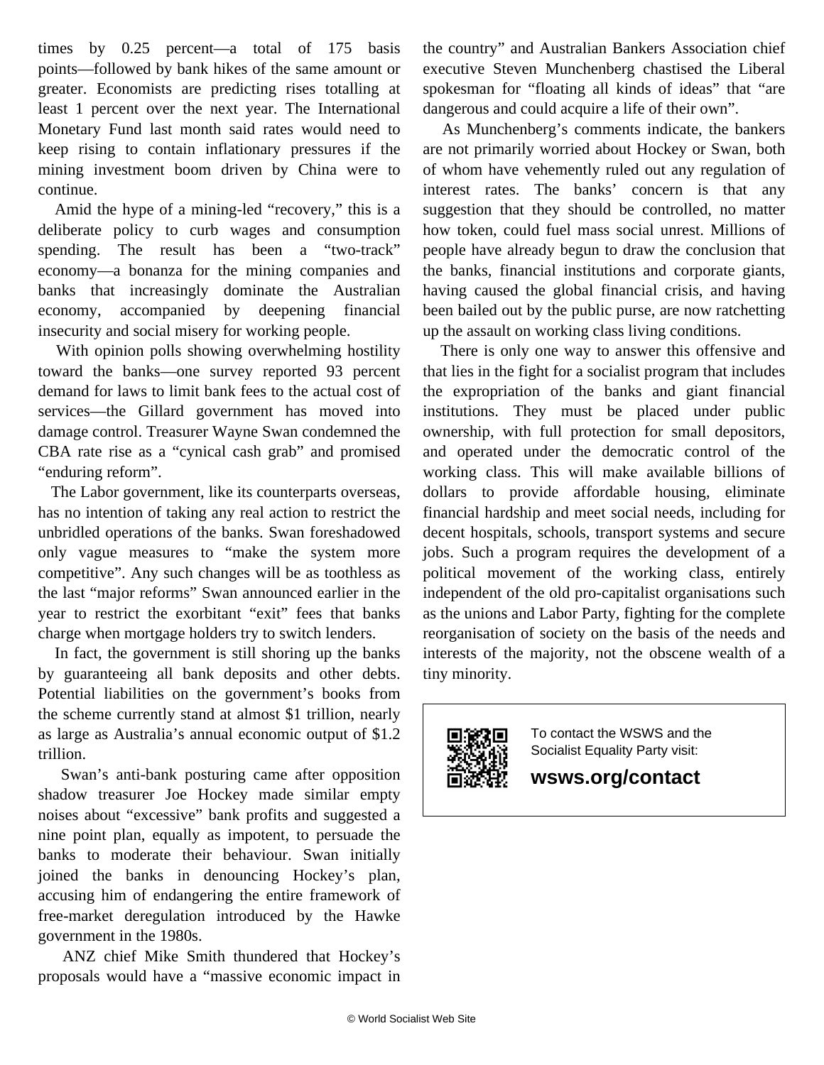times by 0.25 percent—a total of 175 basis points—followed by bank hikes of the same amount or greater. Economists are predicting rises totalling at least 1 percent over the next year. The International Monetary Fund last month said rates would need to keep rising to contain inflationary pressures if the mining investment boom driven by China were to continue.

Amid the hype of a mining-led "recovery," this is a deliberate policy to curb wages and consumption spending. The result has been a "two-track" economy—a bonanza for the mining companies and banks that increasingly dominate the Australian economy, accompanied by deepening financial insecurity and social misery for working people.

With opinion polls showing overwhelming hostility toward the banks—one survey reported 93 percent demand for laws to limit bank fees to the actual cost of services—the Gillard government has moved into damage control. Treasurer Wayne Swan condemned the CBA rate rise as a "cynical cash grab" and promised "enduring reform".

The Labor government, like its counterparts overseas, has no intention of taking any real action to restrict the unbridled operations of the banks. Swan foreshadowed only vague measures to "make the system more competitive". Any such changes will be as toothless as the last "major reforms" Swan announced earlier in the year to restrict the exorbitant "exit" fees that banks charge when mortgage holders try to switch lenders.

In fact, the government is still shoring up the banks by guaranteeing all bank deposits and other debts. Potential liabilities on the government's books from the scheme currently stand at almost $1 trillion, nearly as large as Australia's annual economic output of $1.2 trillion.

Swan's anti-bank posturing came after opposition shadow treasurer Joe Hockey made similar empty noises about "excessive" bank profits and suggested a nine point plan, equally as impotent, to persuade the banks to moderate their behaviour. Swan initially joined the banks in denouncing Hockey's plan, accusing him of endangering the entire framework of free-market deregulation introduced by the Hawke government in the 1980s.

ANZ chief Mike Smith thundered that Hockey's proposals would have a "massive economic impact in the country" and Australian Bankers Association chief executive Steven Munchenberg chastised the Liberal spokesman for "floating all kinds of ideas" that "are dangerous and could acquire a life of their own".

As Munchenberg's comments indicate, the bankers are not primarily worried about Hockey or Swan, both of whom have vehemently ruled out any regulation of interest rates. The banks' concern is that any suggestion that they should be controlled, no matter how token, could fuel mass social unrest. Millions of people have already begun to draw the conclusion that the banks, financial institutions and corporate giants, having caused the global financial crisis, and having been bailed out by the public purse, are now ratchetting up the assault on working class living conditions.

There is only one way to answer this offensive and that lies in the fight for a socialist program that includes the expropriation of the banks and giant financial institutions. They must be placed under public ownership, with full protection for small depositors, and operated under the democratic control of the working class. This will make available billions of dollars to provide affordable housing, eliminate financial hardship and meet social needs, including for decent hospitals, schools, transport systems and secure jobs. Such a program requires the development of a political movement of the working class, entirely independent of the old pro-capitalist organisations such as the unions and Labor Party, fighting for the complete reorganisation of society on the basis of the needs and interests of the majority, not the obscene wealth of a tiny minority.

To contact the WSWS and the Socialist Equality Party visit:

**wsws.org/contact**